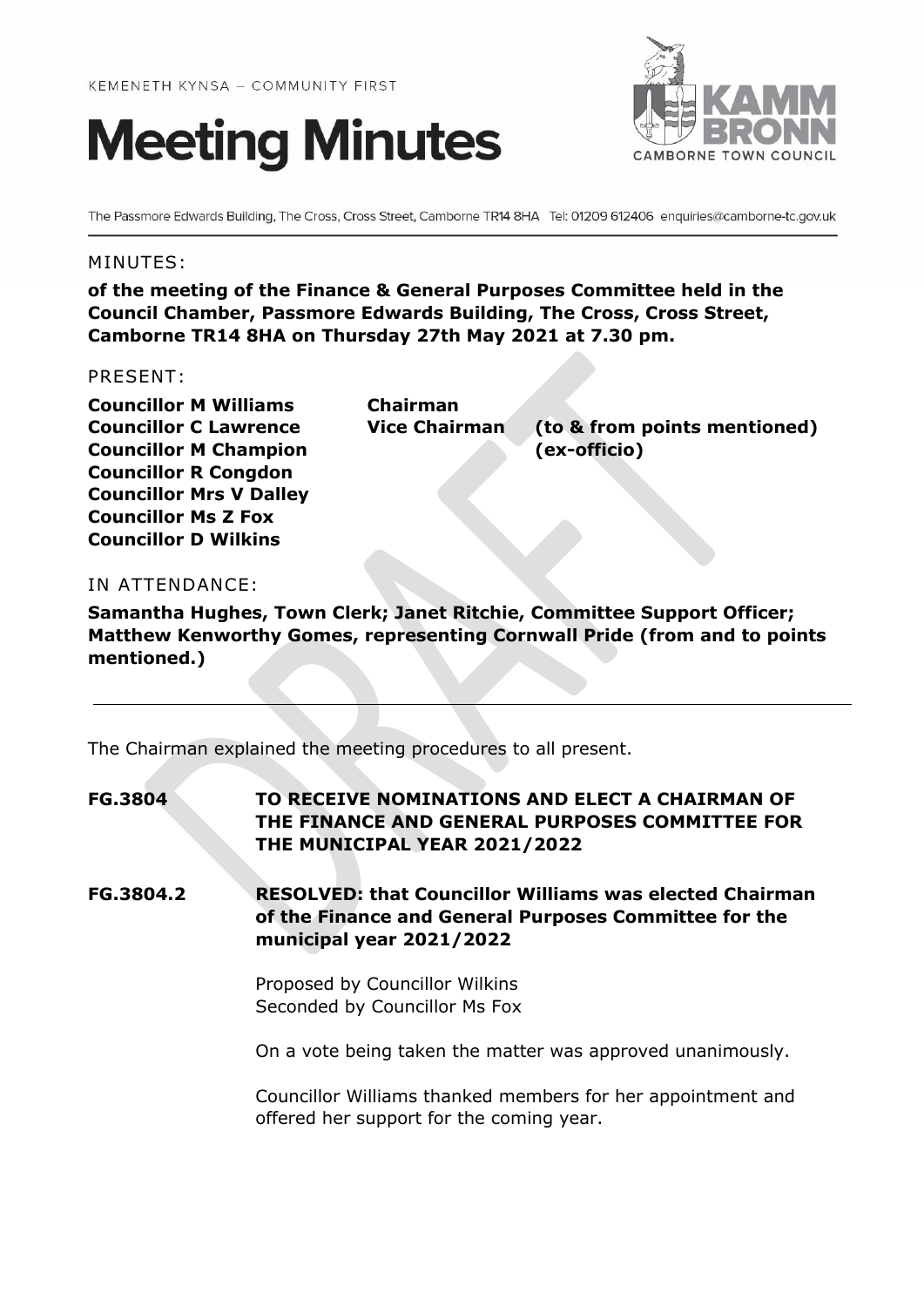KEMENETH KYNSA – COMMUNITY FIRST

# Meeting Minutes

KAMM BRONN
CAMBORNE TOWN COUNCIL

The Passmore Edwards Building, The Cross, Cross Street, Camborne TR14 8HA Tel: 01209 612406 enquiries@camborne-tc.gov.uk

MINUTES:

**of the meeting of the Finance & General Purposes Committee held in the Council Chamber, Passmore Edwards Building, The Cross, Cross Street, Camborne TR14 8HA on Thursday 27th May 2021 at 7.30 pm.**

PRESENT:

| | | |
|---|---|---|
| **Councillor M Williams** | **Chairman** | |
| **Councillor C Lawrence** | **Vice Chairman** | **(to & from points mentioned)** |
| **Councillor M Champion** | | **(ex-officio)** |
| **Councillor R Congdon** | | |
| **Councillor Mrs V Dalley** | | |
| **Councillor Ms Z Fox** | | |
| **Councillor D Wilkins** | | |

IN ATTENDANCE:

**Samantha Hughes, Town Clerk; Janet Ritchie, Committee Support Officer; Matthew Kenworthy Gomes, representing Cornwall Pride (from and to points mentioned.)**

---

The Chairman explained the meeting procedures to all present.

**FG.3804 TO RECEIVE NOMINATIONS AND ELECT A CHAIRMAN OF THE FINANCE AND GENERAL PURPOSES COMMITTEE FOR THE MUNICIPAL YEAR 2021/2022**

**FG.3804.2 RESOLVED: that Councillor Williams was elected Chairman of the Finance and General Purposes Committee for the municipal year 2021/2022**

Proposed by Councillor Wilkins
Seconded by Councillor Ms Fox

On a vote being taken the matter was approved unanimously.

Councillor Williams thanked members for her appointment and offered her support for the coming year.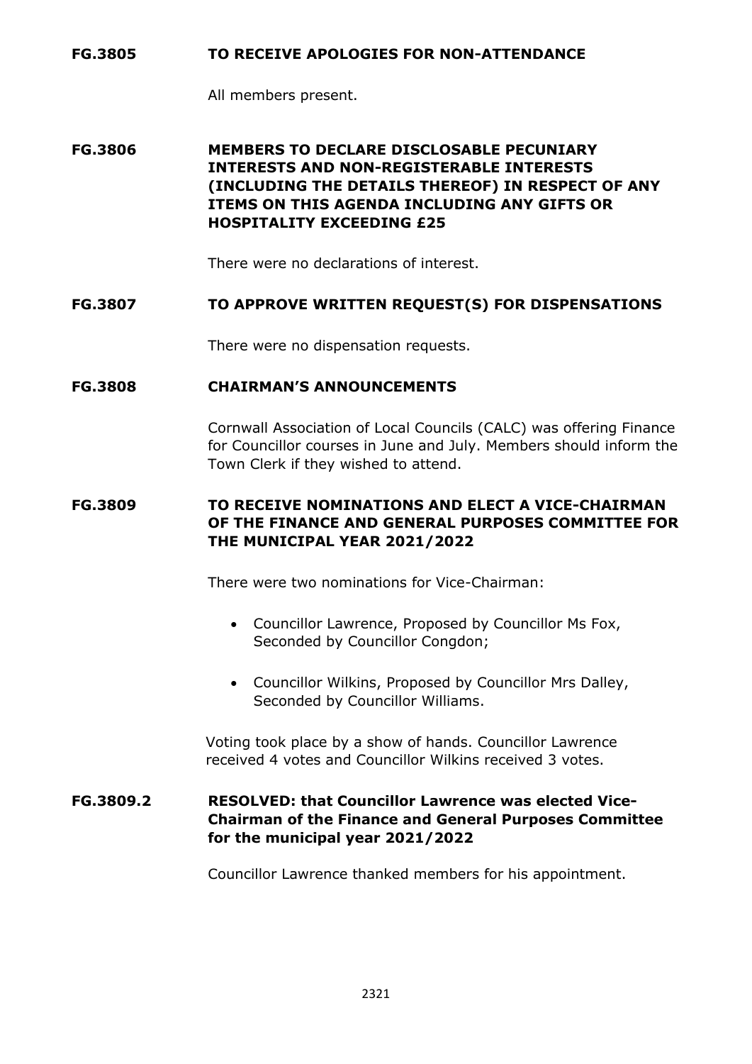**FG.3805 TO RECEIVE APOLOGIES FOR NON-ATTENDANCE**

All members present.

**FG.3806 MEMBERS TO DECLARE DISCLOSABLE PECUNIARY INTERESTS AND NON-REGISTERABLE INTERESTS (INCLUDING THE DETAILS THEREOF) IN RESPECT OF ANY ITEMS ON THIS AGENDA INCLUDING ANY GIFTS OR HOSPITALITY EXCEEDING £25**

There were no declarations of interest.

**FG.3807 TO APPROVE WRITTEN REQUEST(S) FOR DISPENSATIONS**

There were no dispensation requests.

**FG.3808 CHAIRMAN'S ANNOUNCEMENTS**

Cornwall Association of Local Councils (CALC) was offering Finance for Councillor courses in June and July. Members should inform the Town Clerk if they wished to attend.

**FG.3809 TO RECEIVE NOMINATIONS AND ELECT A VICE-CHAIRMAN OF THE FINANCE AND GENERAL PURPOSES COMMITTEE FOR THE MUNICIPAL YEAR 2021/2022**

There were two nominations for Vice-Chairman:

- Councillor Lawrence, Proposed by Councillor Ms Fox, Seconded by Councillor Congdon;
- Councillor Wilkins, Proposed by Councillor Mrs Dalley, Seconded by Councillor Williams.

Voting took place by a show of hands. Councillor Lawrence received 4 votes and Councillor Wilkins received 3 votes.

**FG.3809.2 RESOLVED: that Councillor Lawrence was elected Vice-Chairman of the Finance and General Purposes Committee for the municipal year 2021/2022**

Councillor Lawrence thanked members for his appointment.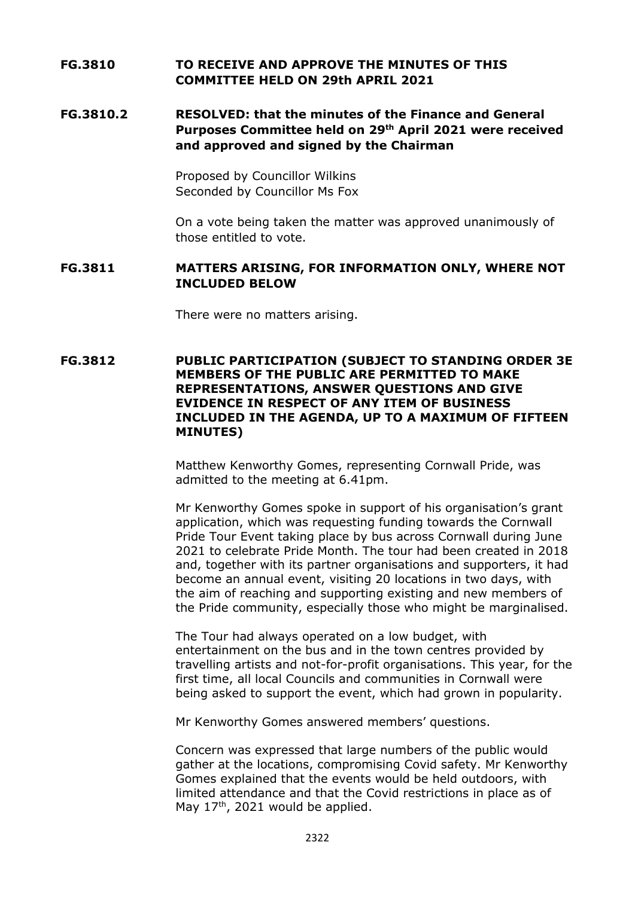**FG.3810 TO RECEIVE AND APPROVE THE MINUTES OF THIS COMMITTEE HELD ON 29th APRIL 2021**

**FG.3810.2 RESOLVED: that the minutes of the Finance and General Purposes Committee held on 29th April 2021 were received and approved and signed by the Chairman**

Proposed by Councillor Wilkins
Seconded by Councillor Ms Fox

On a vote being taken the matter was approved unanimously of those entitled to vote.

**FG.3811 MATTERS ARISING, FOR INFORMATION ONLY, WHERE NOT INCLUDED BELOW**

There were no matters arising.

**FG.3812 PUBLIC PARTICIPATION (SUBJECT TO STANDING ORDER 3E MEMBERS OF THE PUBLIC ARE PERMITTED TO MAKE REPRESENTATIONS, ANSWER QUESTIONS AND GIVE EVIDENCE IN RESPECT OF ANY ITEM OF BUSINESS INCLUDED IN THE AGENDA, UP TO A MAXIMUM OF FIFTEEN MINUTES)**

Matthew Kenworthy Gomes, representing Cornwall Pride, was admitted to the meeting at 6.41pm.

Mr Kenworthy Gomes spoke in support of his organisation's grant application, which was requesting funding towards the Cornwall Pride Tour Event taking place by bus across Cornwall during June 2021 to celebrate Pride Month. The tour had been created in 2018 and, together with its partner organisations and supporters, it had become an annual event, visiting 20 locations in two days, with the aim of reaching and supporting existing and new members of the Pride community, especially those who might be marginalised.

The Tour had always operated on a low budget, with entertainment on the bus and in the town centres provided by travelling artists and not-for-profit organisations. This year, for the first time, all local Councils and communities in Cornwall were being asked to support the event, which had grown in popularity.

Mr Kenworthy Gomes answered members' questions.

Concern was expressed that large numbers of the public would gather at the locations, compromising Covid safety. Mr Kenworthy Gomes explained that the events would be held outdoors, with limited attendance and that the Covid restrictions in place as of May 17th, 2021 would be applied.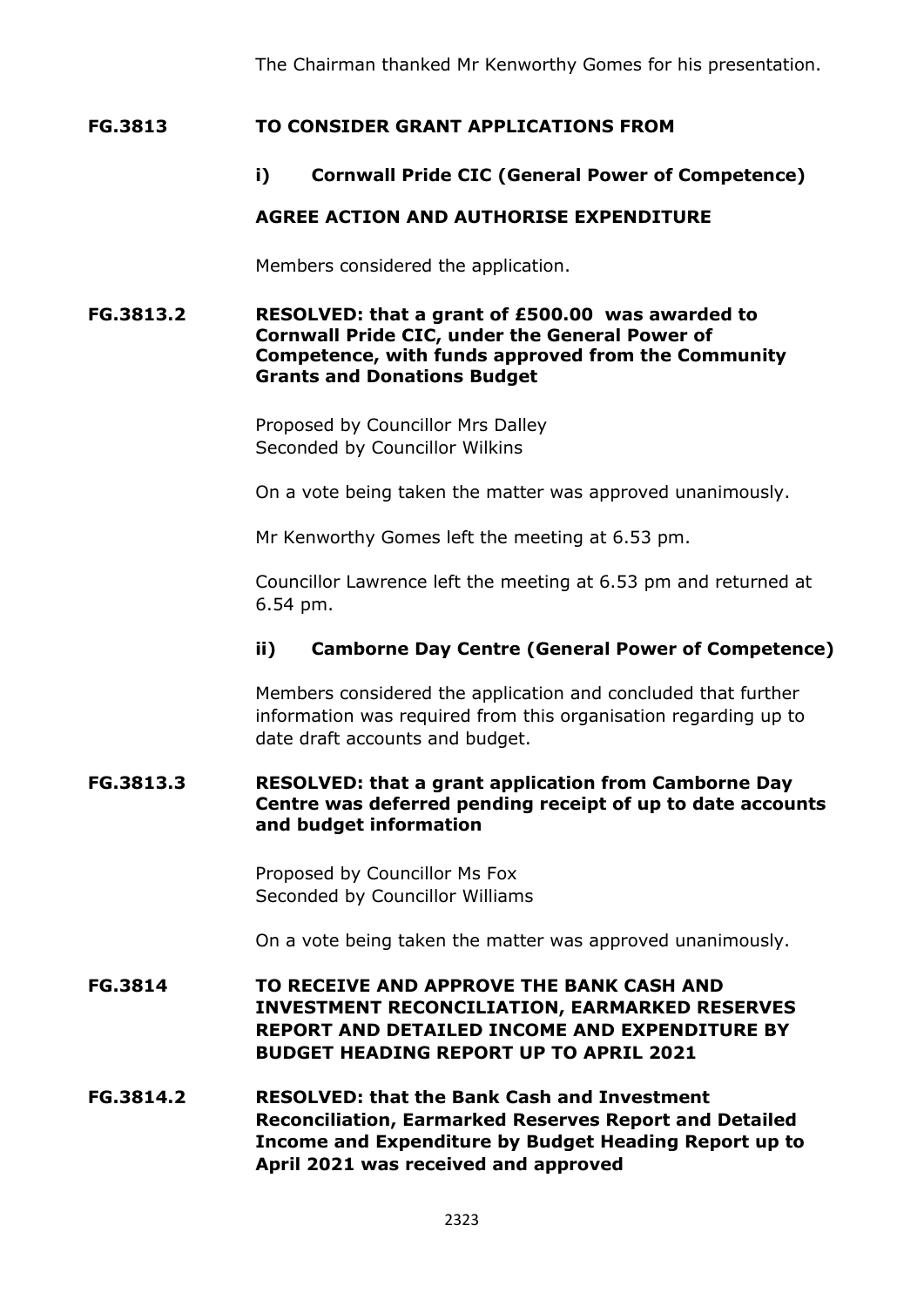The Chairman thanked Mr Kenworthy Gomes for his presentation.

**FG.3813 TO CONSIDER GRANT APPLICATIONS FROM**

**i) Cornwall Pride CIC (General Power of Competence)**

**AGREE ACTION AND AUTHORISE EXPENDITURE**

Members considered the application.

**FG.3813.2 RESOLVED: that a grant of £500.00 was awarded to Cornwall Pride CIC, under the General Power of Competence, with funds approved from the Community Grants and Donations Budget**

Proposed by Councillor Mrs Dalley
Seconded by Councillor Wilkins

On a vote being taken the matter was approved unanimously.

Mr Kenworthy Gomes left the meeting at 6.53 pm.

Councillor Lawrence left the meeting at 6.53 pm and returned at 6.54 pm.

**ii) Camborne Day Centre (General Power of Competence)**

Members considered the application and concluded that further information was required from this organisation regarding up to date draft accounts and budget.

**FG.3813.3 RESOLVED: that a grant application from Camborne Day Centre was deferred pending receipt of up to date accounts and budget information**

Proposed by Councillor Ms Fox
Seconded by Councillor Williams

On a vote being taken the matter was approved unanimously.

**FG.3814 TO RECEIVE AND APPROVE THE BANK CASH AND INVESTMENT RECONCILIATION, EARMARKED RESERVES REPORT AND DETAILED INCOME AND EXPENDITURE BY BUDGET HEADING REPORT UP TO APRIL 2021**

**FG.3814.2 RESOLVED: that the Bank Cash and Investment Reconciliation, Earmarked Reserves Report and Detailed Income and Expenditure by Budget Heading Report up to April 2021 was received and approved**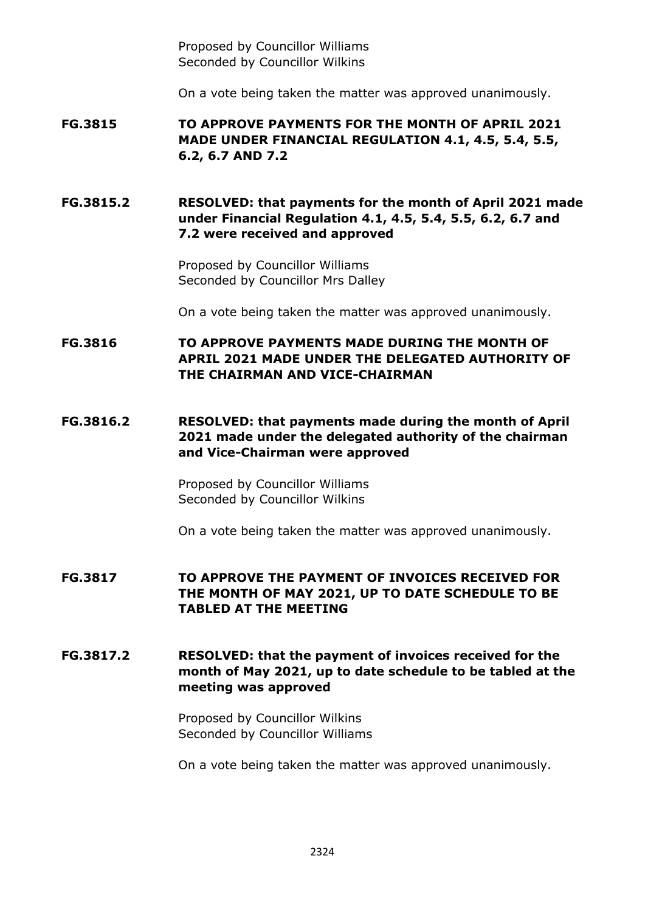Proposed by Councillor Williams
Seconded by Councillor Wilkins

On a vote being taken the matter was approved unanimously.

**FG.3815 TO APPROVE PAYMENTS FOR THE MONTH OF APRIL 2021 MADE UNDER FINANCIAL REGULATION 4.1, 4.5, 5.4, 5.5, 6.2, 6.7 AND 7.2**

**FG.3815.2 RESOLVED: that payments for the month of April 2021 made under Financial Regulation 4.1, 4.5, 5.4, 5.5, 6.2, 6.7 and 7.2 were received and approved**

Proposed by Councillor Williams
Seconded by Councillor Mrs Dalley

On a vote being taken the matter was approved unanimously.

**FG.3816 TO APPROVE PAYMENTS MADE DURING THE MONTH OF APRIL 2021 MADE UNDER THE DELEGATED AUTHORITY OF THE CHAIRMAN AND VICE-CHAIRMAN**

**FG.3816.2 RESOLVED: that payments made during the month of April 2021 made under the delegated authority of the chairman and Vice-Chairman were approved**

Proposed by Councillor Williams
Seconded by Councillor Wilkins

On a vote being taken the matter was approved unanimously.

**FG.3817 TO APPROVE THE PAYMENT OF INVOICES RECEIVED FOR THE MONTH OF MAY 2021, UP TO DATE SCHEDULE TO BE TABLED AT THE MEETING**

**FG.3817.2 RESOLVED: that the payment of invoices received for the month of May 2021, up to date schedule to be tabled at the meeting was approved**

Proposed by Councillor Wilkins
Seconded by Councillor Williams

On a vote being taken the matter was approved unanimously.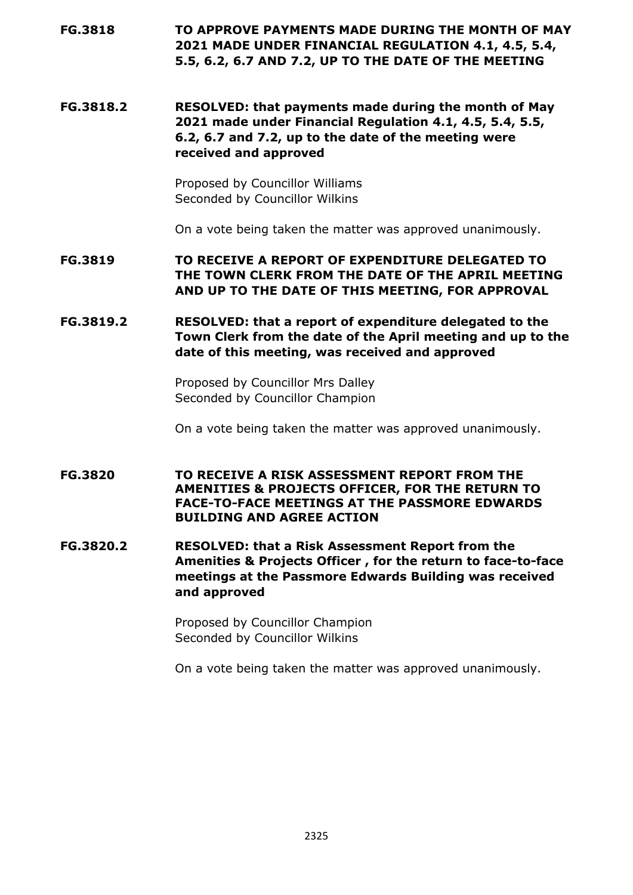**FG.3818 TO APPROVE PAYMENTS MADE DURING THE MONTH OF MAY 2021 MADE UNDER FINANCIAL REGULATION 4.1, 4.5, 5.4, 5.5, 6.2, 6.7 AND 7.2, UP TO THE DATE OF THE MEETING**

**FG.3818.2 RESOLVED: that payments made during the month of May 2021 made under Financial Regulation 4.1, 4.5, 5.4, 5.5, 6.2, 6.7 and 7.2, up to the date of the meeting were received and approved**

Proposed by Councillor Williams
Seconded by Councillor Wilkins

On a vote being taken the matter was approved unanimously.

**FG.3819 TO RECEIVE A REPORT OF EXPENDITURE DELEGATED TO THE TOWN CLERK FROM THE DATE OF THE APRIL MEETING AND UP TO THE DATE OF THIS MEETING, FOR APPROVAL**

**FG.3819.2 RESOLVED: that a report of expenditure delegated to the Town Clerk from the date of the April meeting and up to the date of this meeting, was received and approved**

Proposed by Councillor Mrs Dalley
Seconded by Councillor Champion

On a vote being taken the matter was approved unanimously.

**FG.3820 TO RECEIVE A RISK ASSESSMENT REPORT FROM THE AMENITIES & PROJECTS OFFICER, FOR THE RETURN TO FACE-TO-FACE MEETINGS AT THE PASSMORE EDWARDS BUILDING AND AGREE ACTION**

**FG.3820.2 RESOLVED: that a Risk Assessment Report from the Amenities & Projects Officer , for the return to face-to-face meetings at the Passmore Edwards Building was received and approved**

Proposed by Councillor Champion
Seconded by Councillor Wilkins

On a vote being taken the matter was approved unanimously.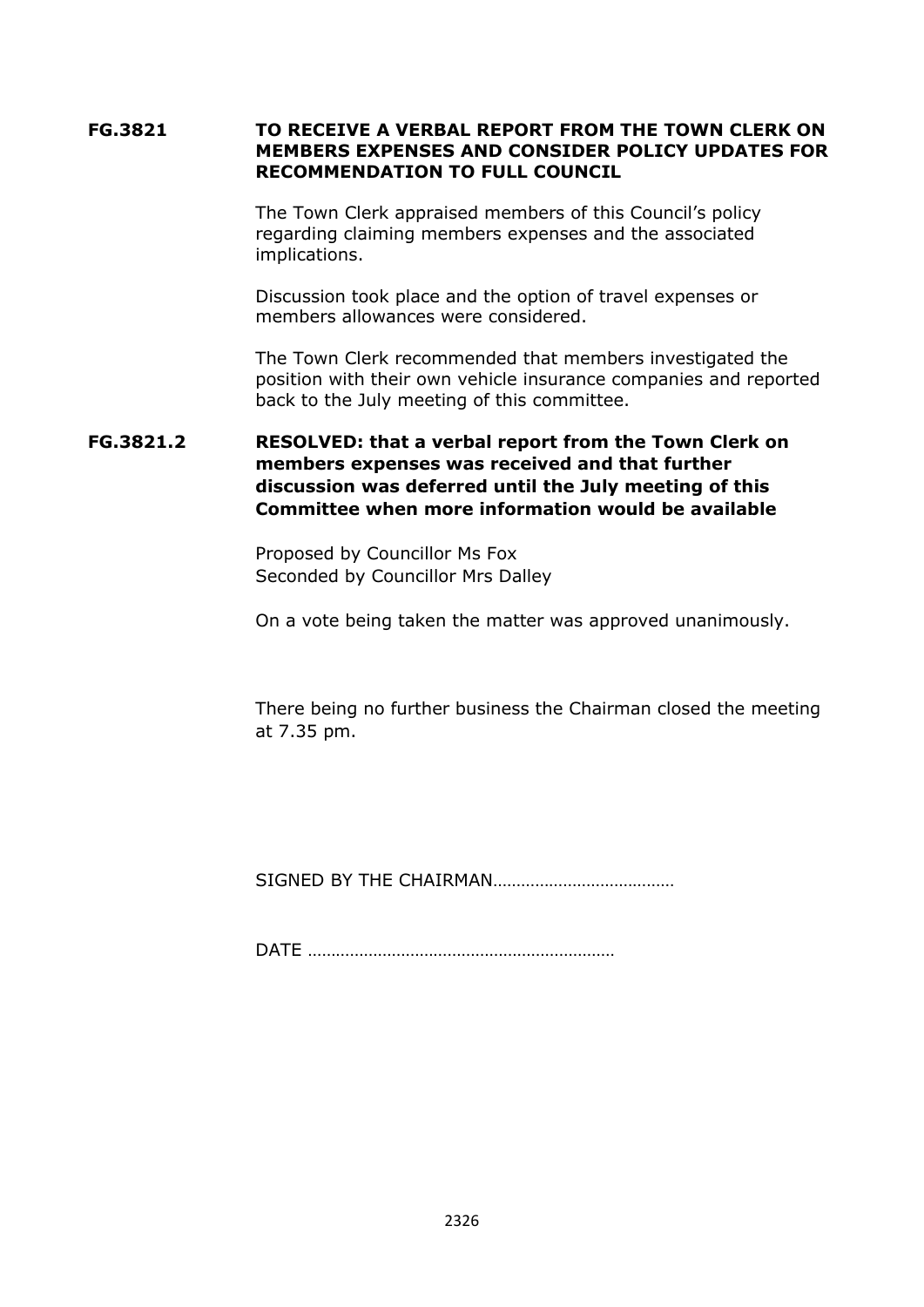**FG.3821 TO RECEIVE A VERBAL REPORT FROM THE TOWN CLERK ON MEMBERS EXPENSES AND CONSIDER POLICY UPDATES FOR RECOMMENDATION TO FULL COUNCIL**

The Town Clerk appraised members of this Council's policy regarding claiming members expenses and the associated implications.

Discussion took place and the option of travel expenses or members allowances were considered.

The Town Clerk recommended that members investigated the position with their own vehicle insurance companies and reported back to the July meeting of this committee.

**FG.3821.2 RESOLVED: that a verbal report from the Town Clerk on members expenses was received and that further discussion was deferred until the July meeting of this Committee when more information would be available**

Proposed by Councillor Ms Fox
Seconded by Councillor Mrs Dalley

On a vote being taken the matter was approved unanimously.

There being no further business the Chairman closed the meeting at 7.35 pm.

SIGNED BY THE CHAIRMAN………………………………

DATE …………………………………………………